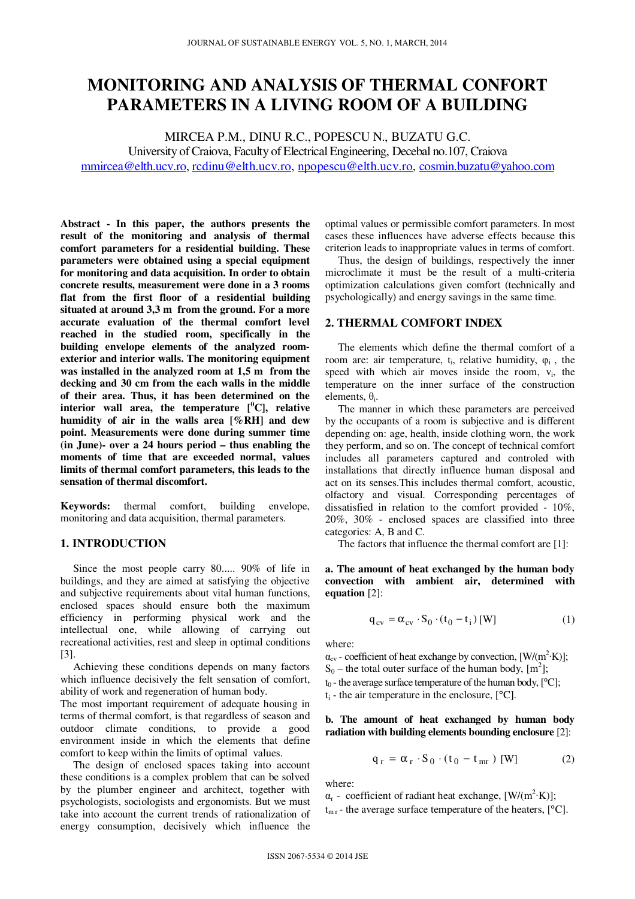# MONITORING AND ANALYSIS OF THERMAL CONFORT PARAMETERS IN A LIVING ROOM OF A BUILDING

MIRCEA P.M., DINU R.C., POPESCU N., BUZATU G.C.

University of Craiova, Faculty of Electrical Engineering, Decebal no.107, Craiova

mmircea@elth.ucv.ro, rcdinu@elth.ucv.ro, npopescu@elth.ucv.ro, cosmin.buzatu@yahoo.com

**Abstract - In this paper, the authors presents the result of the monitoring and analysis of thermal comfort parameters for a residential building. These parameters were obtained using a special equipment for monitoring and data acquisition. In order to obtain concrete results, measurement were done in a 3 rooms flat from the first floor of a residential building situated at around 3,3 m from the ground. For a more accurate evaluation of the thermal comfort level reached in the studied room, specifically in the building envelope elements of the analyzed room-exterior and interior walls. The monitoring equipment was installed in the analyzed room at 1,5 m from the decking and 30 cm from the each walls in the middle of their area. Thus, it has been determined on the interior wall area, the temperature [$^0$C], relative humidity of air in the walls area [%RH] and dew point. Measurements were done during summer time (in June)- over a 24 hours period – thus enabling the moments of time that are exceeded normal, values limits of thermal comfort parameters, this leads to the sensation of thermal discomfort.**

**Keywords:** thermal comfort, building envelope, monitoring and data acquisition, thermal parameters.

## 1. INTRODUCTION

Since the most people carry 80..... 90% of life in buildings, and they are aimed at satisfying the objective and subjective requirements about vital human functions, enclosed spaces should ensure both the maximum efficiency in performing physical work and the intellectual one, while allowing of carrying out recreational activities, rest and sleep in optimal conditions [3].

Achieving these conditions depends on many factors which influence decisively the felt sensation of comfort, ability of work and regeneration of human body.

The most important requirement of adequate housing in terms of thermal comfort, is that regardless of season and outdoor climate conditions, to provide a good environment inside in which the elements that define comfort to keep within the limits of optimal values.

The design of enclosed spaces taking into account these conditions is a complex problem that can be solved by the plumber engineer and architect, together with psychologists, sociologists and ergonomists. But we must take into account the current trends of rationalization of energy consumption, decisively which influence the optimal values or permissible comfort parameters. In most cases these influences have adverse effects because this criterion leads to inappropriate values in terms of comfort.

Thus, the design of buildings, respectively the inner microclimate it must be the result of a multi-criteria optimization calculations given comfort (technically and psychologically) and energy savings in the same time.

## 2. THERMAL COMFORT INDEX

The elements which define the thermal comfort of a room are: air temperature, $t_i$, relative humidity, $\varphi_i$ , the speed with which air moves inside the room, $v_i$, the temperature on the inner surface of the construction elements, $\theta_i$.

The manner in which these parameters are perceived by the occupants of a room is subjective and is different depending on: age, health, inside clothing worn, the work they perform, and so on. The concept of technical comfort includes all parameters captured and controled with installations that directly influence human disposal and act on its senses.This includes thermal comfort, acoustic, olfactory and visual. Corresponding percentages of dissatisfied in relation to the comfort provided - 10%, 20%, 30% - enclosed spaces are classified into three categories: A, B and C.

The factors that influence the thermal comfort are [1]:

**a. The amount of heat exchanged by the human body convection with ambient air, determined with equation** [2]:

$$q_{cv} = \alpha_{cv} \cdot S_0 \cdot (t_0 - t_i) \ [W] \tag{1}$$

where:

$\alpha_{cv}$ - coefficient of heat exchange by convection, [W/(m$^2$·K)];

$S_0$ – the total outer surface of the human body, [m$^2$];

$t_0$ - the average surface temperature of the human body, [°C];

$t_i$ - the air temperature in the enclosure, [°C].

**b. The amount of heat exchanged by human body radiation with building elements bounding enclosure** [2]:

$$q_r = \alpha_r \cdot S_0 \cdot (t_0 - t_{mr}) \ [W] \tag{2}$$

where:

$\alpha_r$ - coefficient of radiant heat exchange, [W/(m$^2$·K)];

$t_{mr}$ - the average surface temperature of the heaters, [°C].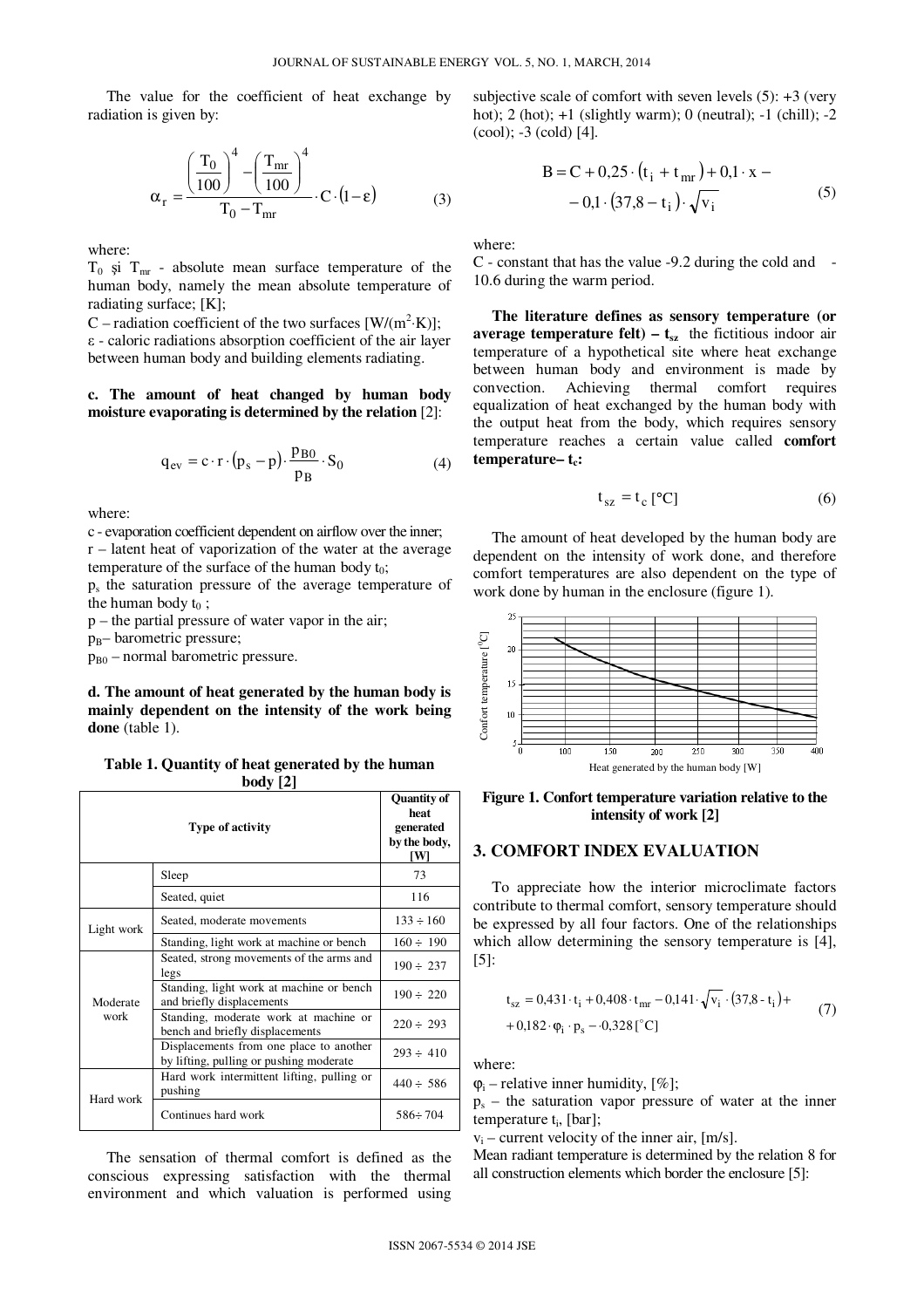The value for the coefficient of heat exchange by radiation is given by:

$$\alpha_r = \frac{\left(\frac{T_0}{100}\right)^4 - \left(\frac{T_{mr}}{100}\right)^4}{T_0 - T_{mr}} \cdot C \cdot (1-\varepsilon) \tag{3}$$

where:

$T_0$ şi $T_{mr}$ - absolute mean surface temperature of the human body, namely the mean absolute temperature of radiating surface; [K];

C – radiation coefficient of the two surfaces [W/(m[2]·K)];

ε - caloric radiations absorption coefficient of the air layer between human body and building elements radiating.

**c. The amount of heat changed by human body moisture evaporating is determined by the relation** [2]:

$$q_{ev} = c \cdot r \cdot (p_s - p) \cdot \frac{p_{B0}}{p_B} \cdot S_0 \tag{4}$$

where:

c - evaporation coefficient dependent on airflow over the inner;

r – latent heat of vaporization of the water at the average temperature of the surface of the human body $t_0$;

$p_s$ the saturation pressure of the average temperature of the human body $t_0$ ;

p – the partial pressure of water vapor in the air;

$p_B$– barometric pressure;

$p_{B0}$ – normal barometric pressure.

**d. The amount of heat generated by the human body is mainly dependent on the intensity of the work being done** (table 1).

**Table 1. Quantity of heat generated by the human body [2]**

| Type of activity | | Quantity of heat generated by the body, [W] |
|---|---|---|
| | Sleep | 73 |
| | Seated, quiet | 116 |
| Light work | Seated, moderate movements | 133 ÷ 160 |
| | Standing, light work at machine or bench | 160 ÷ 190 |
| Moderate work | Seated, strong movements of the arms and legs | 190 ÷ 237 |
| | Standing, light work at machine or bench and briefly displacements | 190 ÷ 220 |
| | Standing, moderate work at machine or bench and briefly displacements | 220 ÷ 293 |
| | Displacements from one place to another by lifting, pulling or pushing moderate | 293 ÷ 410 |
| Hard work | Hard work intermittent lifting, pulling or pushing | 440 ÷ 586 |
| | Continues hard work | 586÷ 704 |

The sensation of thermal comfort is defined as the conscious expressing satisfaction with the thermal environment and which valuation is performed using subjective scale of comfort with seven levels (5): +3 (very hot); 2 (hot); +1 (slightly warm); 0 (neutral); -1 (chill); -2 (cool); -3 (cold) [4].

$$B = C + 0{,}25 \cdot (t_i + t_{mr}) + 0{,}1 \cdot x - 0{,}1 \cdot (37{,}8 - t_i) \cdot \sqrt{v_i} \tag{5}$$

where:

C - constant that has the value -9.2 during the cold and -10.6 during the warm period.

**The literature defines as sensory temperature (or average temperature felt) – $t_{sz}$** the fictitious indoor air temperature of a hypothetical site where heat exchange between human body and environment is made by convection. Achieving thermal comfort requires equalization of heat exchanged by the human body with the output heat from the body, which requires sensory temperature reaches a certain value called **comfort temperature– $t_c$:**

$$t_{sz} = t_c \ [°C] \tag{6}$$

The amount of heat developed by the human body are dependent on the intensity of work done, and therefore comfort temperatures are also dependent on the type of work done by human in the enclosure (figure 1).

**Figure 1. Confort temperature variation relative to the intensity of work [2]**

## 3. COMFORT INDEX EVALUATION

To appreciate how the interior microclimate factors contribute to thermal comfort, sensory temperature should be expressed by all four factors. One of the relationships which allow determining the sensory temperature is [4], [5]:

$$t_{sz} = 0{,}431 \cdot t_i + 0{,}408 \cdot t_{mr} - 0{,}141 \cdot \sqrt{v_i} \cdot (37{,}8 - t_i) + 0{,}182 \cdot \varphi_i \cdot p_s - \cdot 0{,}328 \ [^{\circ}C] \tag{7}$$

where:

$\varphi_i$ – relative inner humidity, [%];

$p_s$ – the saturation vapor pressure of water at the inner temperature $t_i$, [bar];

$v_i$ – current velocity of the inner air, [m/s].

Mean radiant temperature is determined by the relation 8 for all construction elements which border the enclosure [5]: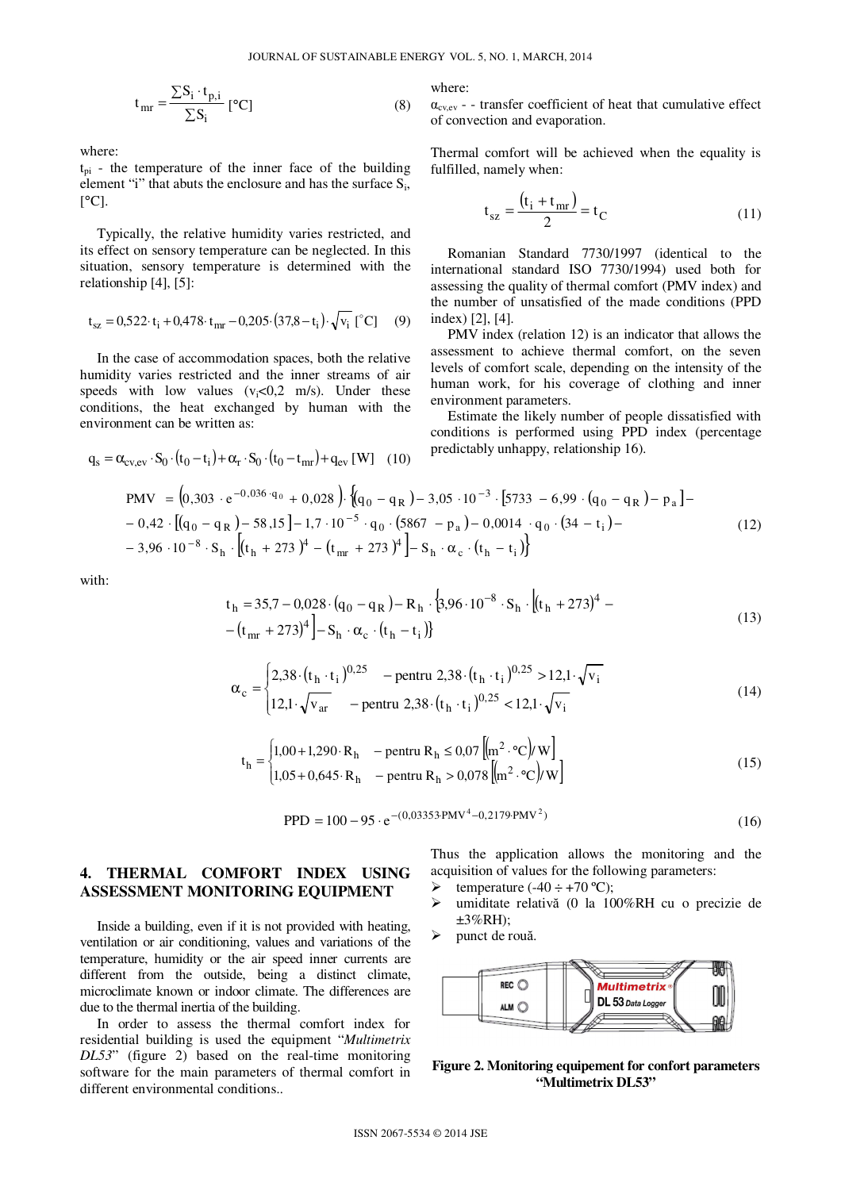$$t_{mr} = \frac{\sum S_i \cdot t_{p,i}}{\sum S_i} \; [°C] \qquad (8)$$

where:

$t_{pi}$ - the temperature of the inner face of the building element "i" that abuts the enclosure and has the surface $S_i$, [°C].

Typically, the relative humidity varies restricted, and its effect on sensory temperature can be neglected. In this situation, sensory temperature is determined with the relationship [4], [5]:

$$t_{sz} = 0{,}522 \cdot t_i + 0{,}478 \cdot t_{mr} - 0{,}205 \cdot (37{,}8 - t_i) \cdot \sqrt{v_i} \; [°C] \qquad (9)$$

In the case of accommodation spaces, both the relative humidity varies restricted and the inner streams of air speeds with low values ($v_i$<0,2 m/s). Under these conditions, the heat exchanged by human with the environment can be written as:

$$q_s = \alpha_{cv,ev} \cdot S_0 \cdot (t_0 - t_i) + \alpha_r \cdot S_0 \cdot (t_0 - t_{mr}) + q_{ev} \; [W] \qquad (10)$$

where:

$\alpha_{cv,ev}$ - - transfer coefficient of heat that cumulative effect of convection and evaporation.

Thermal comfort will be achieved when the equality is fulfilled, namely when:

$$t_{sz} = \frac{(t_i + t_{mr})}{2} = t_C \qquad (11)$$

Romanian Standard 7730/1997 (identical to the international standard ISO 7730/1994) used both for assessing the quality of thermal comfort (PMV index) and the number of unsatisfied of the made conditions (PPD index) [2], [4].

PMV index (relation 12) is an indicator that allows the assessment to achieve thermal comfort, on the seven levels of comfort scale, depending on the intensity of the human work, for his coverage of clothing and inner environment parameters.

Estimate the likely number of people dissatisfied with conditions is performed using PPD index (percentage predictably unhappy, relationship 16).

$$\begin{aligned} PMV = & \left(0{,}303 \cdot e^{-0{,}036 \cdot q_0} + 0{,}028\right) \cdot \{(q_0 - q_R) - 3{,}05 \cdot 10^{-3} \cdot [5733 - 6{,}99 \cdot (q_0 - q_R) - p_a] - \\ & - 0{,}42 \cdot [(q_0 - q_R) - 58{,}15] - 1{,}7 \cdot 10^{-5} \cdot q_0 \cdot (5867 - p_a) - 0{,}0014 \cdot q_0 \cdot (34 - t_i) - \\ & - 3{,}96 \cdot 10^{-8} \cdot S_h \cdot \left[(t_h + 273)^4 - (t_{mr} + 273)^4\right] - S_h \cdot \alpha_c \cdot (t_h - t_i)\} \end{aligned} \qquad (12)$$

with:

$$\begin{aligned} t_h = & 35{,}7 - 0{,}028 \cdot (q_0 - q_R) - R_h \cdot \{3{,}96 \cdot 10^{-8} \cdot S_h \cdot \left[(t_h + 273)^4 - \right. \\ & \left. - (t_{mr} + 273)^4\right] - S_h \cdot \alpha_c \cdot (t_h - t_i)\} \end{aligned} \qquad (13)$$

$$\alpha_c = \begin{cases} 2{,}38 \cdot (t_h \cdot t_i)^{0{,}25} & - \text{pentru } 2{,}38 \cdot (t_h \cdot t_i)^{0{,}25} > 12{,}1 \cdot \sqrt{v_i} \\ 12{,}1 \cdot \sqrt{v_{ar}} & - \text{pentru } 2{,}38 \cdot (t_h \cdot t_i)^{0{,}25} < 12{,}1 \cdot \sqrt{v_i} \end{cases} \qquad (14)$$

$$t_h = \begin{cases} 1{,}00 + 1{,}290 \cdot R_h & - \text{pentru } R_h \le 0{,}07 \left[(m^2 \cdot °C)/W\right] \\ 1{,}05 + 0{,}645 \cdot R_h & - \text{pentru } R_h > 0{,}078 \left[(m^2 \cdot °C)/W\right] \end{cases} \qquad (15)$$

$$PPD = 100 - 95 \cdot e^{-(0{,}03353 \cdot PMV^4 - 0{,}2179 \cdot PMV^2)} \qquad (16)$$

## 4. THERMAL COMFORT INDEX USING ASSESSMENT MONITORING EQUIPMENT

Inside a building, even if it is not provided with heating, ventilation or air conditioning, values and variations of the temperature, humidity or the air speed inner currents are different from the outside, being a distinct climate, microclimate known or indoor climate. The differences are due to the thermal inertia of the building.

In order to assess the thermal comfort index for residential building is used the equipment "*Multimetrix DL53*" (figure 2) based on the real-time monitoring software for the main parameters of thermal comfort in different environmental conditions..

Thus the application allows the monitoring and the acquisition of values for the following parameters:

- temperature (-40 ÷ +70 ºC);
- umiditate relativă (0 la 100%RH cu o precizie de ±3%RH);
- punct de rouă.

**Figure 2. Monitoring equipement for confort parameters "Multimetrix DL53"**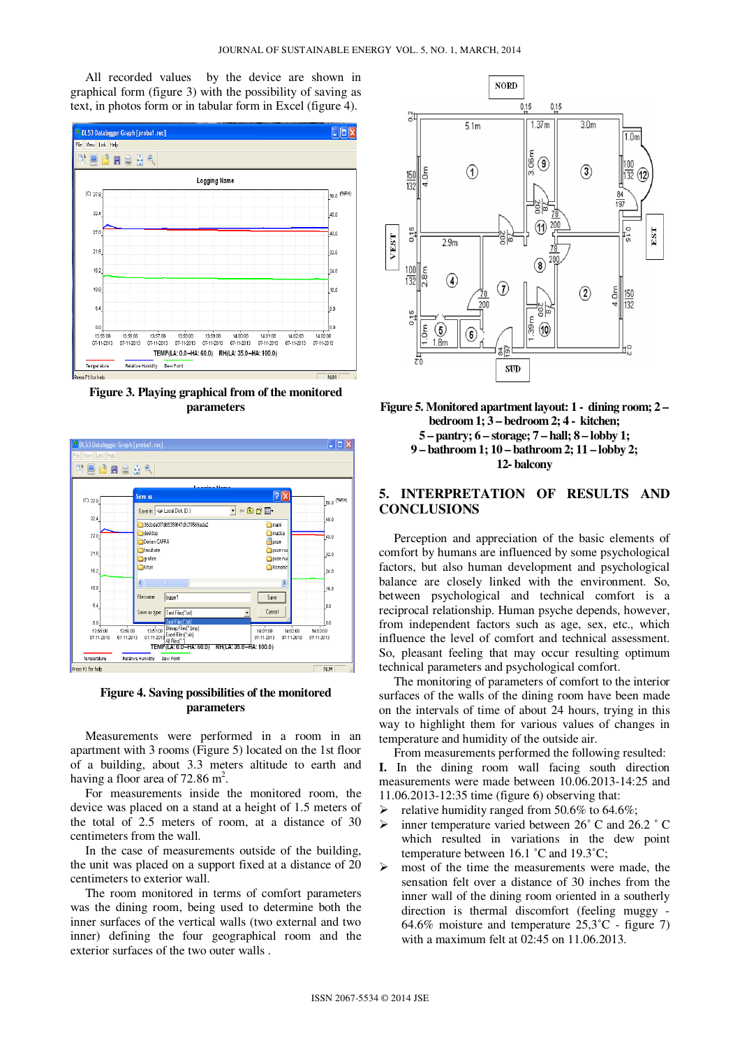All recorded values by the device are shown in graphical form (figure 3) with the possibility of saving as text, in photos form or in tabular form in Excel (figure 4).

**Figure 3. Playing graphical from of the monitored parameters**

**Figure 4. Saving possibilities of the monitored parameters**

Measurements were performed in a room in an apartment with 3 rooms (Figure 5) located on the 1st floor of a building, about 3.3 meters altitude to earth and having a floor area of 72.86 $m^2$.

For measurements inside the monitored room, the device was placed on a stand at a height of 1.5 meters of the total of 2.5 meters of room, at a distance of 30 centimeters from the wall.

In the case of measurements outside of the building, the unit was placed on a support fixed at a distance of 20 centimeters to exterior wall.

The room monitored in terms of comfort parameters was the dining room, being used to determine both the inner surfaces of the vertical walls (two external and two inner) defining the four geographical room and the exterior surfaces of the two outer walls .

**Figure 5. Monitored apartment layout: 1 - dining room; 2 – bedroom 1; 3 – bedroom 2; 4 - kitchen; 5 – pantry; 6 – storage; 7 – hall; 8 – lobby 1; 9 – bathroom 1; 10 – bathroom 2; 11 – lobby 2; 12- balcony**

## 5. INTERPRETATION OF RESULTS AND CONCLUSIONS

Perception and appreciation of the basic elements of comfort by humans are influenced by some psychological factors, but also human development and psychological balance are closely linked with the environment. So, between psychological and technical comfort is a reciprocal relationship. Human psyche depends, however, from independent factors such as age, sex, etc., which influence the level of comfort and technical assessment. So, pleasant feeling that may occur resulting optimum technical parameters and psychological comfort.

The monitoring of parameters of comfort to the interior surfaces of the walls of the dining room have been made on the intervals of time of about 24 hours, trying in this way to highlight them for various values of changes in temperature and humidity of the outside air.

From measurements performed the following resulted:

**I.** In the dining room wall facing south direction measurements were made between 10.06.2013-14:25 and 11.06.2013-12:35 time (figure 6) observing that:

- relative humidity ranged from 50.6% to 64.6%;
- inner temperature varied between 26˚ C and 26.2 ˚ C which resulted in variations in the dew point temperature between 16.1 ˚C and 19.3˚C;
- most of the time the measurements were made, the sensation felt over a distance of 30 inches from the inner wall of the dining room oriented in a southerly direction is thermal discomfort (feeling muggy - 64.6% moisture and temperature 25,3˚C - figure 7) with a maximum felt at 02:45 on 11.06.2013.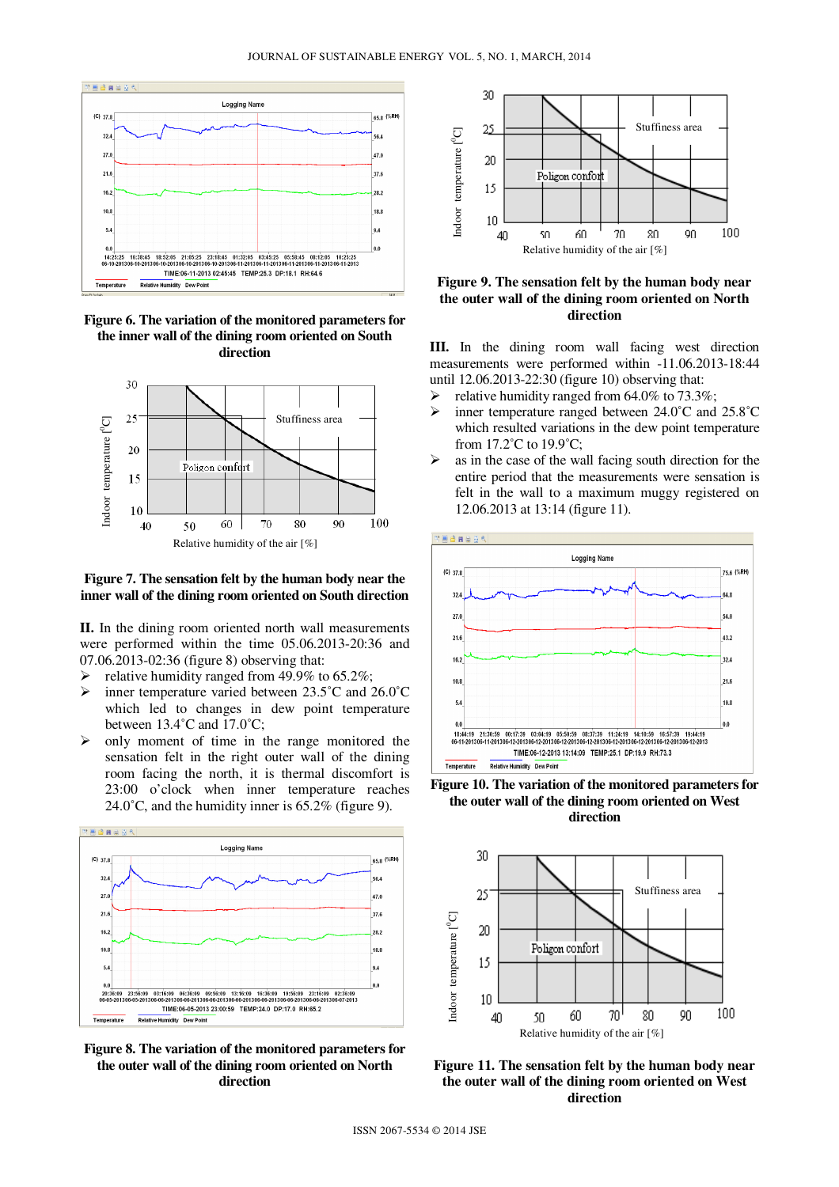Figure 6. The variation of the monitored parameters for the inner wall of the dining room oriented on South direction

Figure 7. The sensation felt by the human body near the inner wall of the dining room oriented on South direction

**II.** In the dining room oriented north wall measurements were performed within the time 05.06.2013-20:36 and 07.06.2013-02:36 (figure 8) observing that:

- relative humidity ranged from 49.9% to 65.2%;
- inner temperature varied between 23.5˚C and 26.0˚C which led to changes in dew point temperature between 13.4˚C and 17.0˚C;
- only moment of time in the range monitored the sensation felt in the right outer wall of the dining room facing the north, it is thermal discomfort is 23:00 o'clock when inner temperature reaches 24.0˚C, and the humidity inner is 65.2% (figure 9).

Figure 8. The variation of the monitored parameters for the outer wall of the dining room oriented on North direction

Figure 9. The sensation felt by the human body near the outer wall of the dining room oriented on North direction

**III.** In the dining room wall facing west direction measurements were performed within -11.06.2013-18:44 until 12.06.2013-22:30 (figure 10) observing that:

- relative humidity ranged from 64.0% to 73.3%;
- inner temperature ranged between 24.0˚C and 25.8˚C which resulted variations in the dew point temperature from 17.2˚C to 19.9˚C;
- as in the case of the wall facing south direction for the entire period that the measurements were sensation is felt in the wall to a maximum muggy registered on 12.06.2013 at 13:14 (figure 11).

Figure 10. The variation of the monitored parameters for the outer wall of the dining room oriented on West direction

Figure 11. The sensation felt by the human body near the outer wall of the dining room oriented on West direction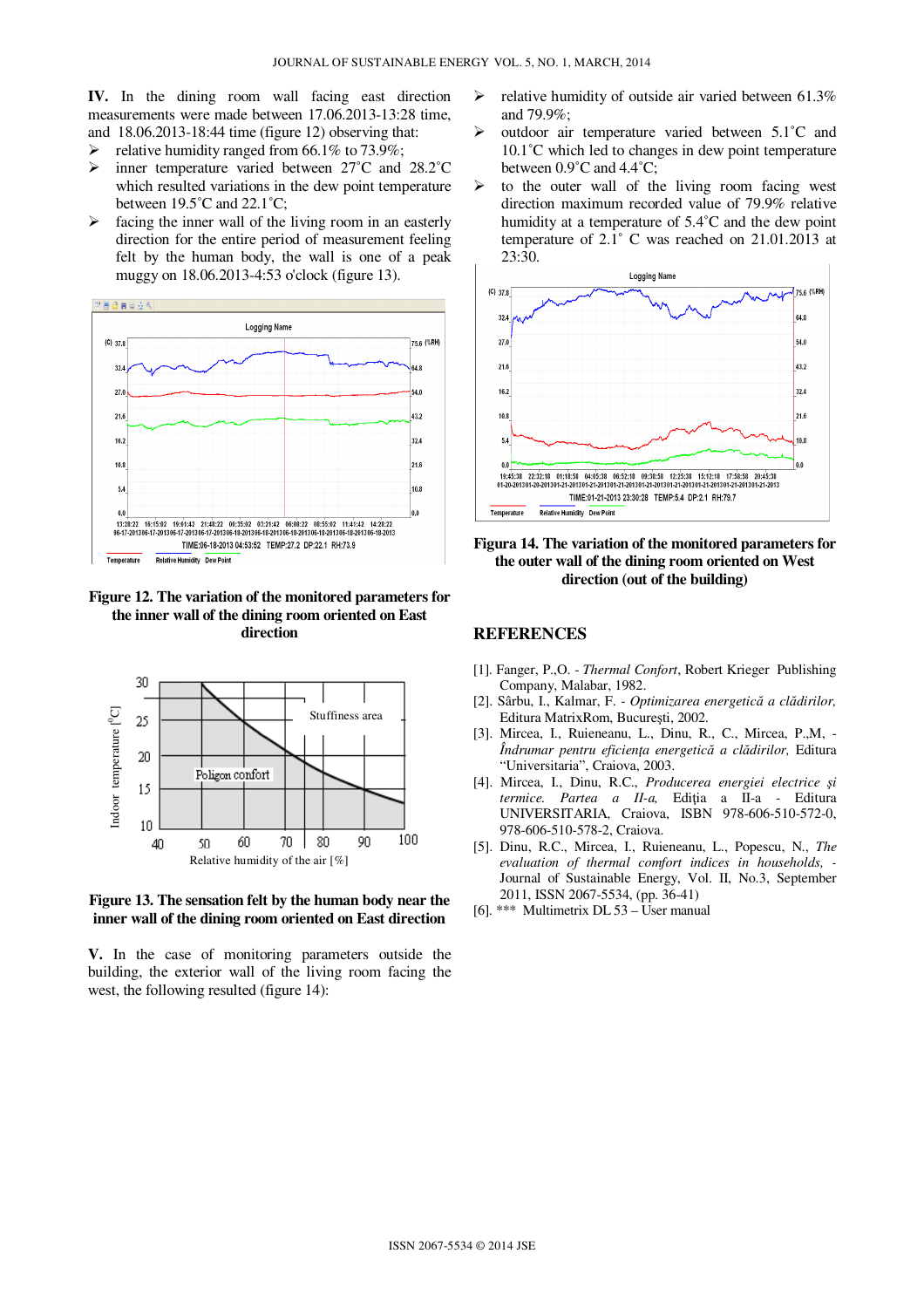**IV.** In the dining room wall facing east direction measurements were made between 17.06.2013-13:28 time, and 18.06.2013-18:44 time (figure 12) observing that:

- relative humidity ranged from 66.1% to 73.9%;
- inner temperature varied between 27˚C and 28.2˚C which resulted variations in the dew point temperature between 19.5˚C and 22.1˚C;
- facing the inner wall of the living room in an easterly direction for the entire period of measurement feeling felt by the human body, the wall is one of a peak muggy on 18.06.2013-4:53 o'clock (figure 13).

Logging Name

(C) 37.8
32.4
27.0
21.6
16.2
10.8
5.4
0.0

75.6 (%RH)
64.8
54.0
43.2
32.4
21.6
10.8
0.0

13:28:22 16:15:02 19:01:42 21:48:22 00:35:02 03:21:42 06:08:22 08:55:02 11:41:42 14:28:22
06-17-2013 06-17-2013 06-17-2013 06-17-2013 06-18-2013 06-18-2013 06-18-2013 06-18-2013 06-18-2013 06-18-2013

TIME:06-18-2013 04:53:52 TEMP:27.2 DP:22.1 RH:73.9

Temperature Relative Humidity Dew Point

**Figure 12. The variation of the monitored parameters for the inner wall of the dining room oriented on East direction**

30
25
20
15
10

Indoor temperature [°C]

40 50 60 70 80 90 100

Relative humidity of the air [%]

Stuffiness area

Poligon confort

**Figure 13. The sensation felt by the human body near the inner wall of the dining room oriented on East direction**

**V.** In the case of monitoring parameters outside the building, the exterior wall of the living room facing the west, the following resulted (figure 14):

- relative humidity of outside air varied between 61.3% and 79.9%;
- outdoor air temperature varied between 5.1˚C and 10.1˚C which led to changes in dew point temperature between 0.9˚C and 4.4˚C;
- to the outer wall of the living room facing west direction recorded value of 79.9% relative humidity at a temperature of 5.4˚C and the dew point temperature of 2.1˚ C was reached on 21.01.2013 at 23:30.

Logging Name

(C) 37.8
32.4
27.0
21.6
16.2
10.8
5.4
0.0

75.6 (%RH)
64.8
54.0
43.2
32.4
21.6
10.8
0.0

19:45:38 22:32:18 01:18:58 04:05:38 06:52:18 09:38:58 12:25:38 15:12:18 17:58:58 20:45:38
01-20-2013 01-20-2013 01-21-2013 01-21-2013 01-21-2013 01-21-2013 01-21-2013 01-21-2013 01-21-2013 01-21-2013

TIME:01-21-2013 23:30:28 TEMP:5.4 DP:2.1 RH:79.7

Temperature Relative Humidity Dew Point

**Figura 14. The variation of the monitored parameters for the outer wall of the dining room oriented on West direction (out of the building)**

## REFERENCES

[1]. Fanger, P.,O. - *Thermal Confort*, Robert Krieger Publishing Company, Malabar, 1982.

[2]. Sârbu, I., Kalmar, F. - *Optimizarea energetică a clădirilor,* Editura MatrixRom, Bucureşti, 2002.

[3]. Mircea, I., Ruieneanu, L., Dinu, R., C., Mircea, P.,M, - *Îndrumar pentru eficienţa energetică a clădirilor,* Editura "Universitaria", Craiova, 2003.

[4]. Mircea, I., Dinu, R.C., *Producerea energiei electrice şi termice. Partea a II-a,* Ediţia a II-a - Editura UNIVERSITARIA, Craiova, ISBN 978-606-510-572-0, 978-606-510-578-2, Craiova.

[5]. Dinu, R.C., Mircea, I., Ruieneanu, L., Popescu, N., *The evaluation of thermal comfort indices in households,* - Journal of Sustainable Energy, Vol. II, No.3, September 2011, ISSN 2067-5534, (pp. 36-41)

[6]. *** Multimetrix DL 53 – User manual